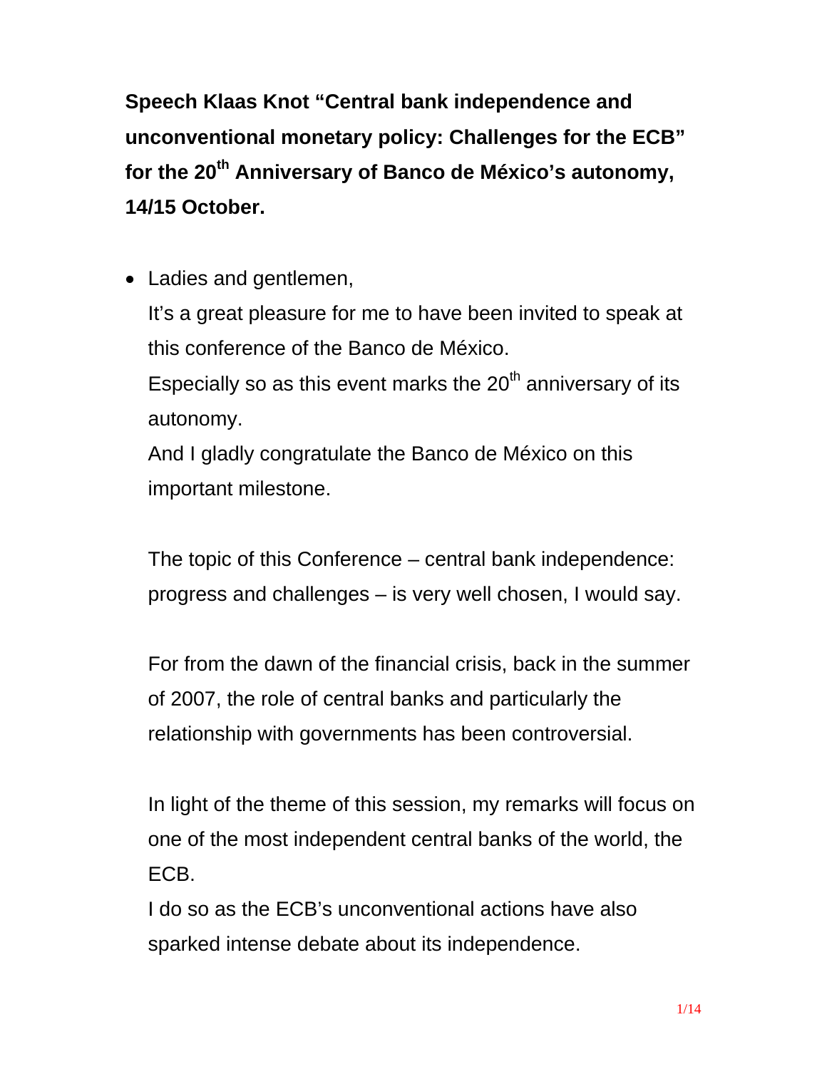**Speech Klaas Knot "Central bank independence and unconventional monetary policy: Challenges for the ECB" for the 20th Anniversary of Banco de México's autonomy, 14/15 October.**

- Ladies and gentlemen,
  It's a great pleasure for me to have been invited to speak at this conference of the Banco de México.
  Especially so as this event marks the 20th anniversary of its autonomy.
  And I gladly congratulate the Banco de México on this important milestone.

  The topic of this Conference – central bank independence: progress and challenges – is very well chosen, I would say.

  For from the dawn of the financial crisis, back in the summer of 2007, the role of central banks and particularly the relationship with governments has been controversial.

  In light of the theme of this session, my remarks will focus on one of the most independent central banks of the world, the ECB.
  I do so as the ECB's unconventional actions have also sparked intense debate about its independence.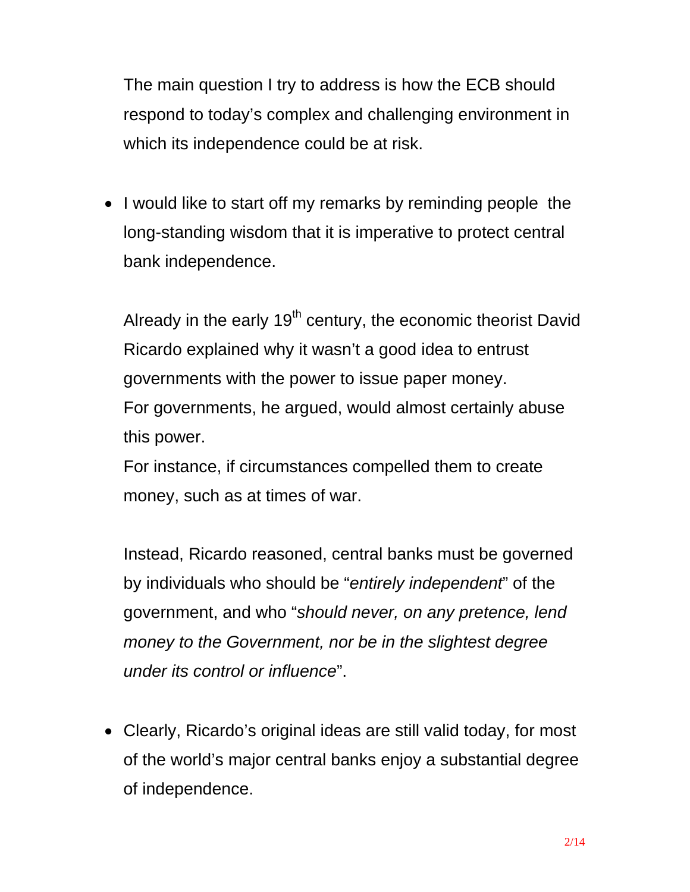The main question I try to address is how the ECB should respond to today's complex and challenging environment in which its independence could be at risk.

- I would like to start off my remarks by reminding people the long-standing wisdom that it is imperative to protect central bank independence.

  Already in the early 19th century, the economic theorist David Ricardo explained why it wasn't a good idea to entrust governments with the power to issue paper money.
  For governments, he argued, would almost certainly abuse this power.
  For instance, if circumstances compelled them to create money, such as at times of war.

  Instead, Ricardo reasoned, central banks must be governed by individuals who should be "*entirely independent*" of the government, and who "*should never, on any pretence, lend money to the Government, nor be in the slightest degree under its control or influence*".

- Clearly, Ricardo's original ideas are still valid today, for most of the world's major central banks enjoy a substantial degree of independence.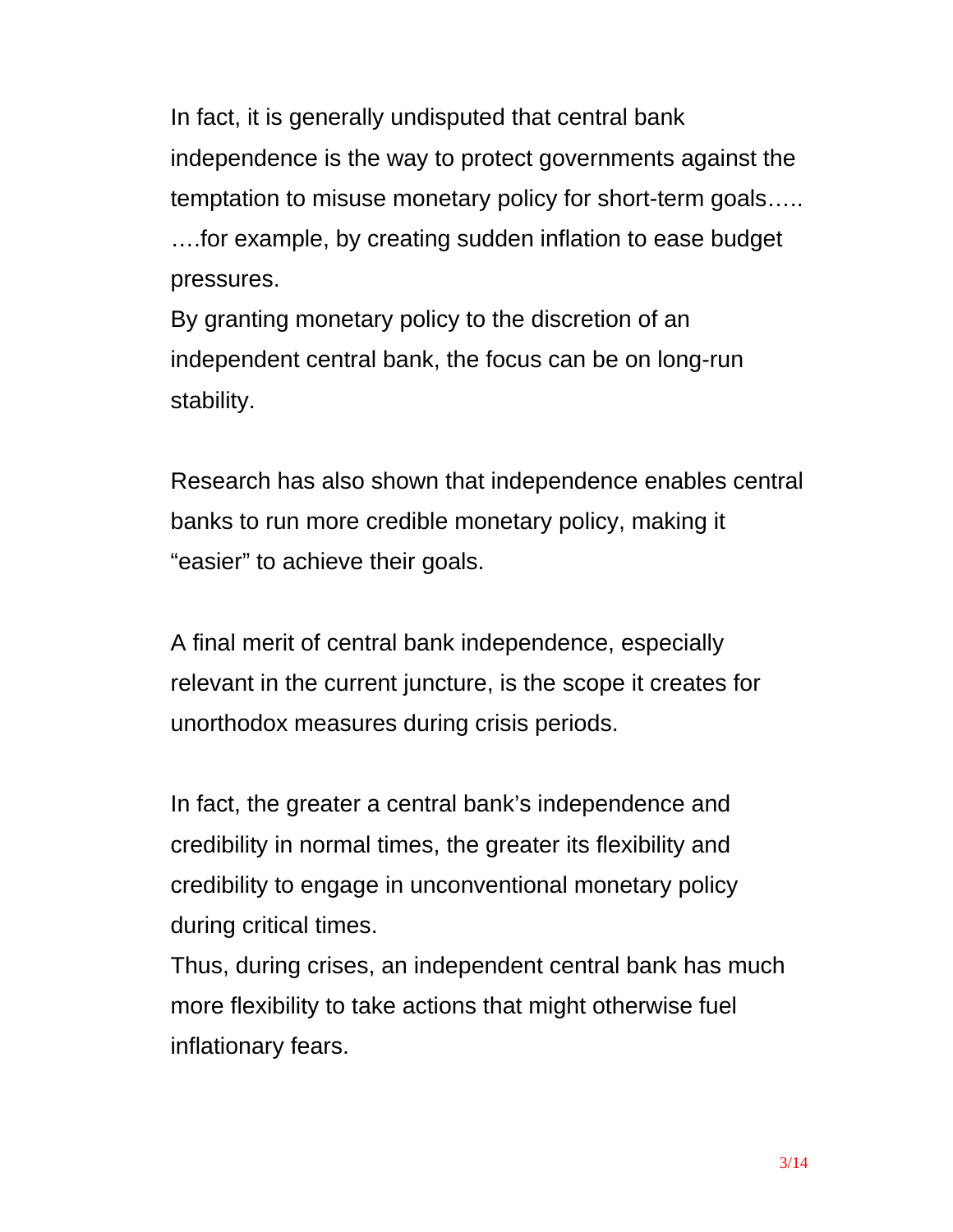In fact, it is generally undisputed that central bank independence is the way to protect governments against the temptation to misuse monetary policy for short-term goals…..

….for example, by creating sudden inflation to ease budget pressures.

By granting monetary policy to the discretion of an independent central bank, the focus can be on long-run stability.

Research has also shown that independence enables central banks to run more credible monetary policy, making it “easier” to achieve their goals.

A final merit of central bank independence, especially relevant in the current juncture, is the scope it creates for unorthodox measures during crisis periods.

In fact, the greater a central bank’s independence and credibility in normal times, the greater its flexibility and credibility to engage in unconventional monetary policy during critical times.

Thus, during crises, an independent central bank has much more flexibility to take actions that might otherwise fuel inflationary fears.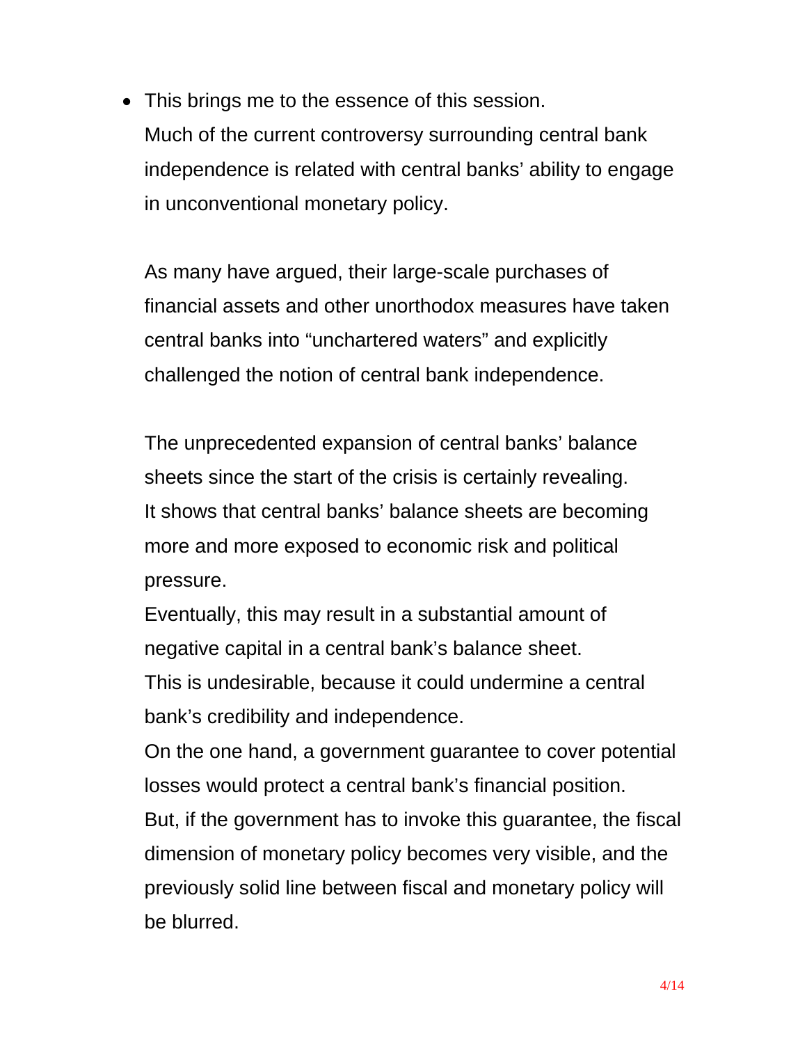- This brings me to the essence of this session.
  Much of the current controversy surrounding central bank independence is related with central banks' ability to engage in unconventional monetary policy.

  As many have argued, their large-scale purchases of financial assets and other unorthodox measures have taken central banks into "unchartered waters" and explicitly challenged the notion of central bank independence.

  The unprecedented expansion of central banks' balance sheets since the start of the crisis is certainly revealing.
  It shows that central banks' balance sheets are becoming more and more exposed to economic risk and political pressure.
  Eventually, this may result in a substantial amount of negative capital in a central bank's balance sheet.
  This is undesirable, because it could undermine a central bank's credibility and independence.
  On the one hand, a government guarantee to cover potential losses would protect a central bank's financial position.
  But, if the government has to invoke this guarantee, the fiscal dimension of monetary policy becomes very visible, and the previously solid line between fiscal and monetary policy will be blurred.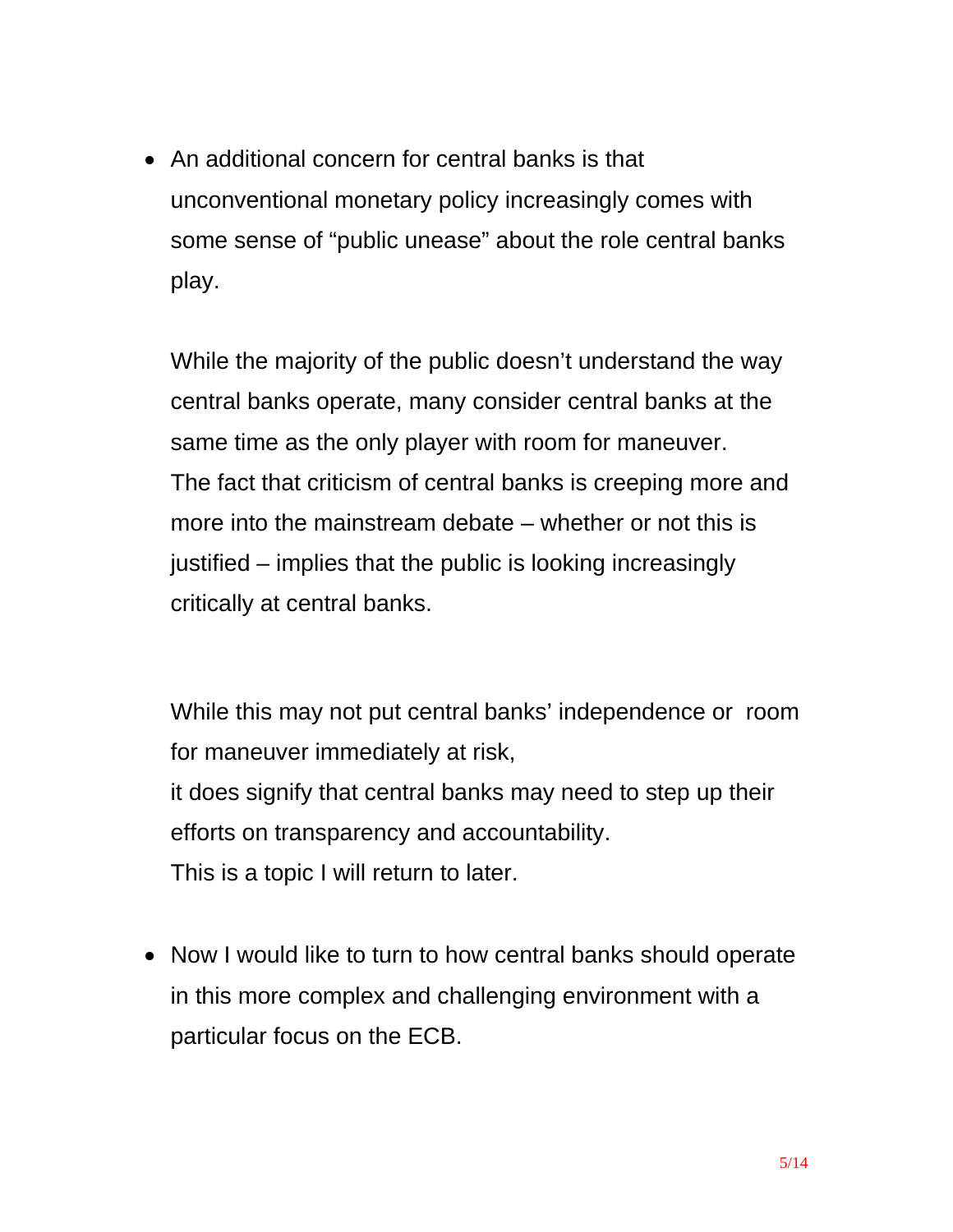- An additional concern for central banks is that unconventional monetary policy increasingly comes with some sense of "public unease" about the role central banks play.

  While the majority of the public doesn't understand the way central banks operate, many consider central banks at the same time as the only player with room for maneuver. The fact that criticism of central banks is creeping more and more into the mainstream debate – whether or not this is justified – implies that the public is looking increasingly critically at central banks.

  While this may not put central banks' independence or room for maneuver immediately at risk, it does signify that central banks may need to step up their efforts on transparency and accountability. This is a topic I will return to later.

- Now I would like to turn to how central banks should operate in this more complex and challenging environment with a particular focus on the ECB.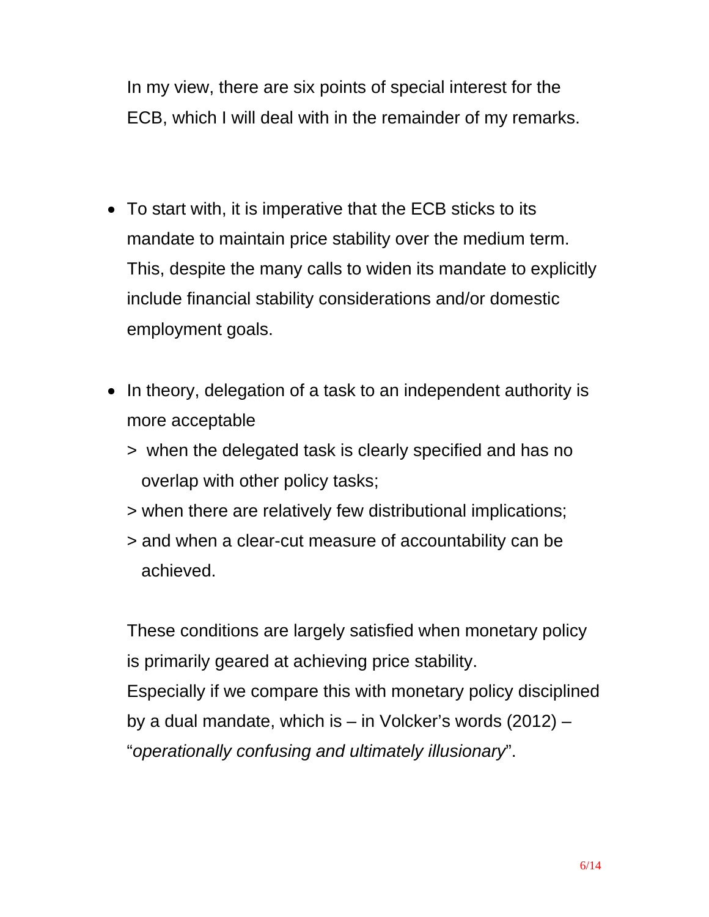In my view, there are six points of special interest for the ECB, which I will deal with in the remainder of my remarks.

- To start with, it is imperative that the ECB sticks to its mandate to maintain price stability over the medium term. This, despite the many calls to widen its mandate to explicitly include financial stability considerations and/or domestic employment goals.

- In theory, delegation of a task to an independent authority is more acceptable

  > when the delegated task is clearly specified and has no overlap with other policy tasks;

  > when there are relatively few distributional implications;

  > and when a clear-cut measure of accountability can be achieved.

  These conditions are largely satisfied when monetary policy is primarily geared at achieving price stability.
  Especially if we compare this with monetary policy disciplined by a dual mandate, which is – in Volcker's words (2012) – "*operationally confusing and ultimately illusionary*".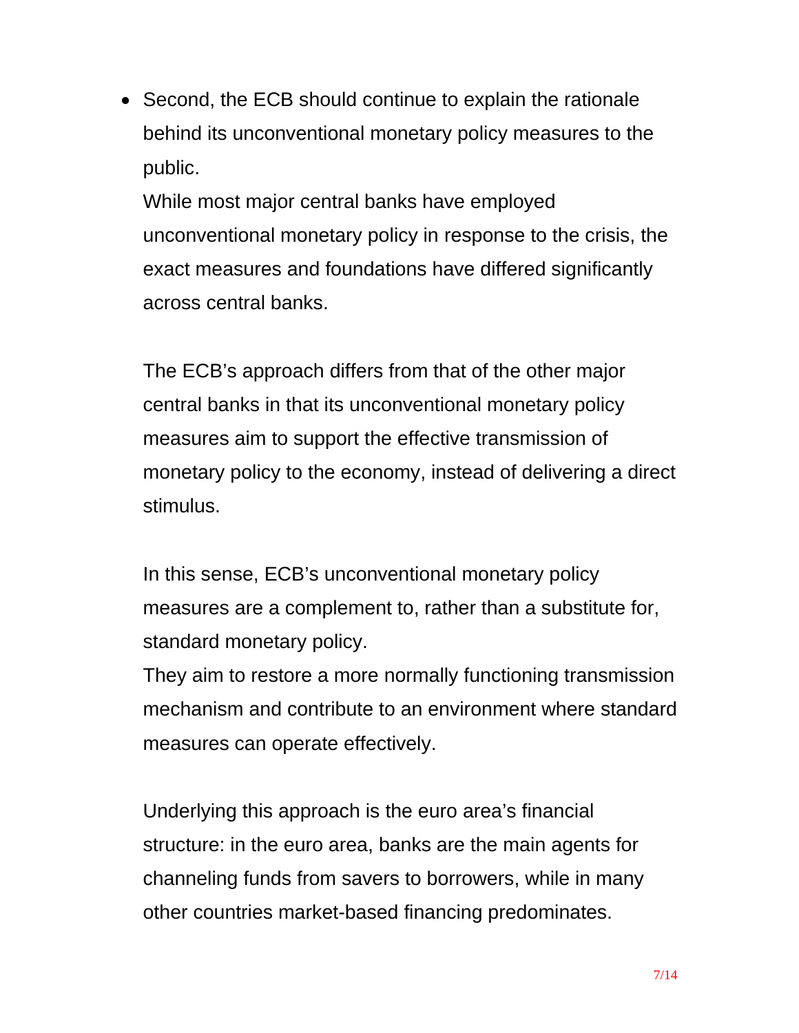- Second, the ECB should continue to explain the rationale behind its unconventional monetary policy measures to the public.

  While most major central banks have employed unconventional monetary policy in response to the crisis, the exact measures and foundations have differed significantly across central banks.

  The ECB's approach differs from that of the other major central banks in that its unconventional monetary policy measures aim to support the effective transmission of monetary policy to the economy, instead of delivering a direct stimulus.

  In this sense, ECB's unconventional monetary policy measures are a complement to, rather than a substitute for, standard monetary policy.

  They aim to restore a more normally functioning transmission mechanism and contribute to an environment where standard measures can operate effectively.

  Underlying this approach is the euro area's financial structure: in the euro area, banks are the main agents for channeling funds from savers to borrowers, while in many other countries market-based financing predominates.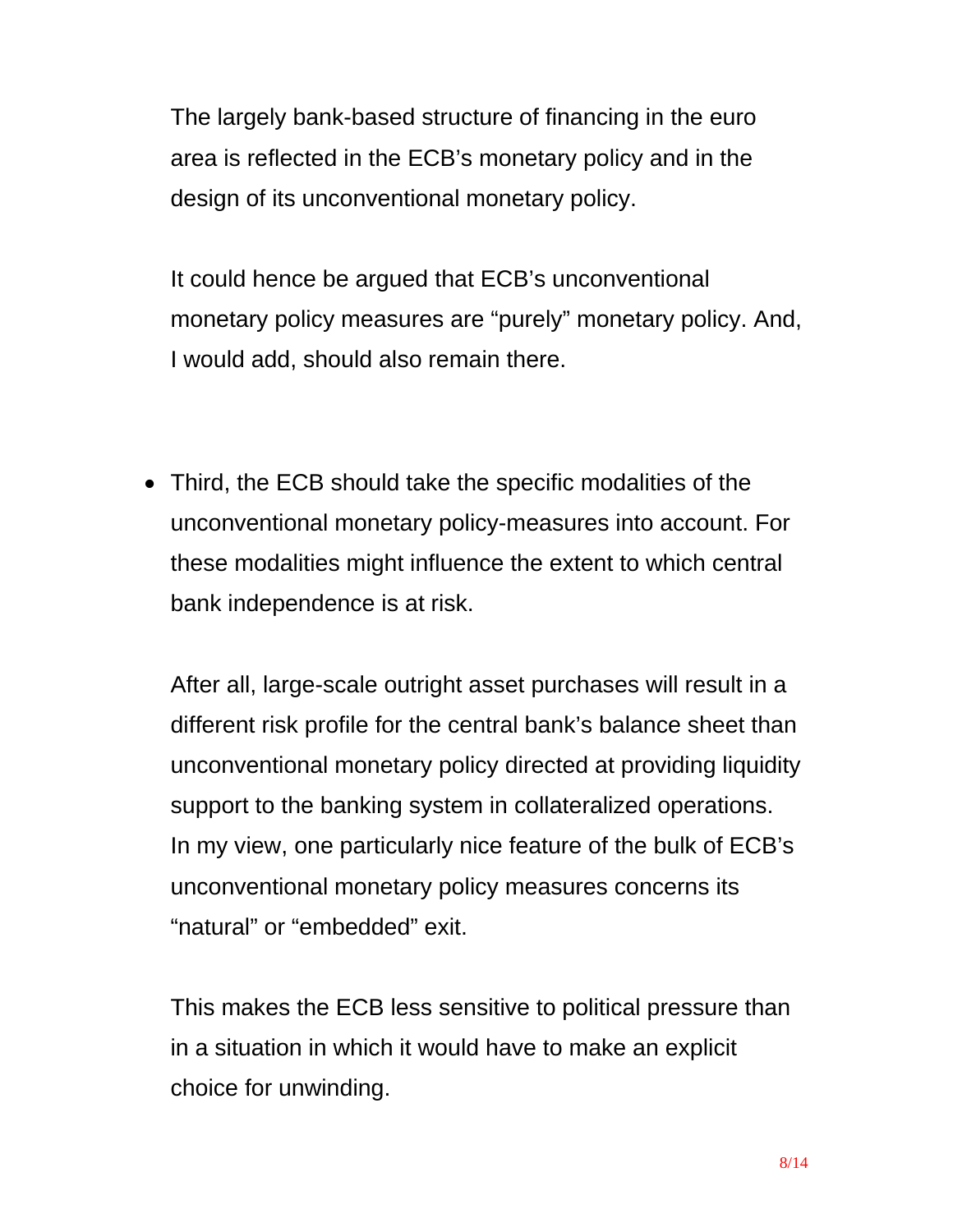The largely bank-based structure of financing in the euro area is reflected in the ECB's monetary policy and in the design of its unconventional monetary policy.

It could hence be argued that ECB's unconventional monetary policy measures are "purely" monetary policy. And, I would add, should also remain there.

- Third, the ECB should take the specific modalities of the unconventional monetary policy-measures into account. For these modalities might influence the extent to which central bank independence is at risk.

  After all, large-scale outright asset purchases will result in a different risk profile for the central bank's balance sheet than unconventional monetary policy directed at providing liquidity support to the banking system in collateralized operations. In my view, one particularly nice feature of the bulk of ECB's unconventional monetary policy measures concerns its "natural" or "embedded" exit.

  This makes the ECB less sensitive to political pressure than in a situation in which it would have to make an explicit choice for unwinding.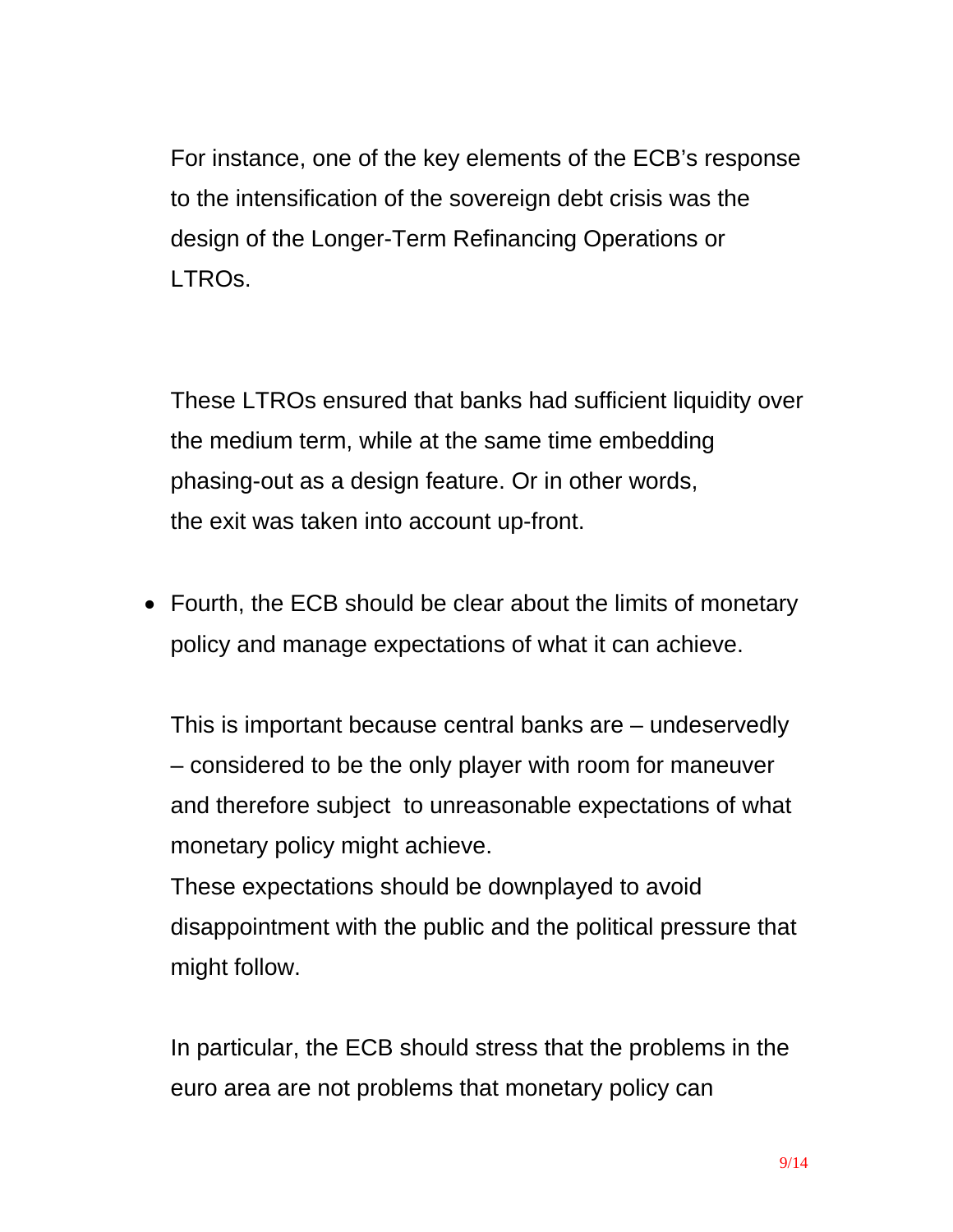For instance, one of the key elements of the ECB's response to the intensification of the sovereign debt crisis was the design of the Longer-Term Refinancing Operations or LTROs.

These LTROs ensured that banks had sufficient liquidity over the medium term, while at the same time embedding phasing-out as a design feature. Or in other words, the exit was taken into account up-front.

- Fourth, the ECB should be clear about the limits of monetary policy and manage expectations of what it can achieve.

  This is important because central banks are – undeservedly – considered to be the only player with room for maneuver and therefore subject to unreasonable expectations of what monetary policy might achieve.
  These expectations should be downplayed to avoid disappointment with the public and the political pressure that might follow.

  In particular, the ECB should stress that the problems in the euro area are not problems that monetary policy can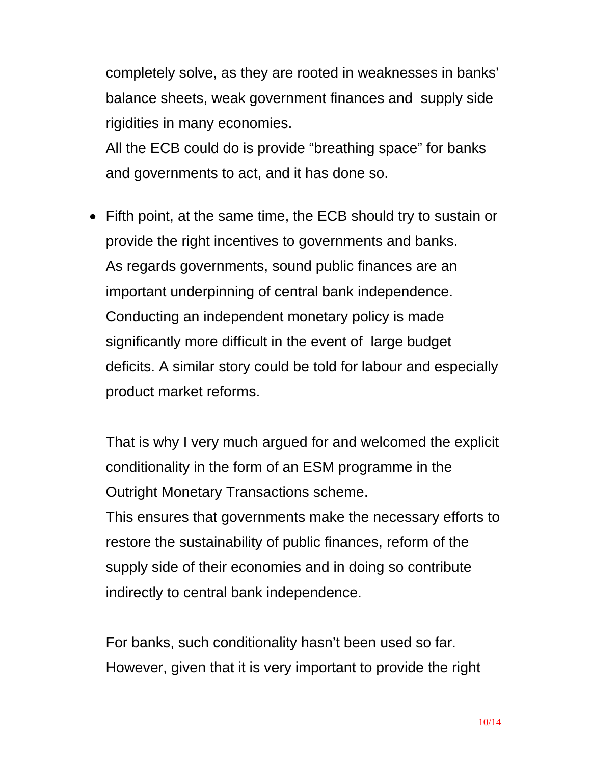completely solve, as they are rooted in weaknesses in banks' balance sheets, weak government finances and supply side rigidities in many economies.
All the ECB could do is provide "breathing space" for banks and governments to act, and it has done so.

- Fifth point, at the same time, the ECB should try to sustain or provide the right incentives to governments and banks.
  As regards governments, sound public finances are an important underpinning of central bank independence. Conducting an independent monetary policy is made significantly more difficult in the event of large budget deficits. A similar story could be told for labour and especially product market reforms.

  That is why I very much argued for and welcomed the explicit conditionality in the form of an ESM programme in the Outright Monetary Transactions scheme.
  This ensures that governments make the necessary efforts to restore the sustainability of public finances, reform of the supply side of their economies and in doing so contribute indirectly to central bank independence.

  For banks, such conditionality hasn't been used so far. However, given that it is very important to provide the right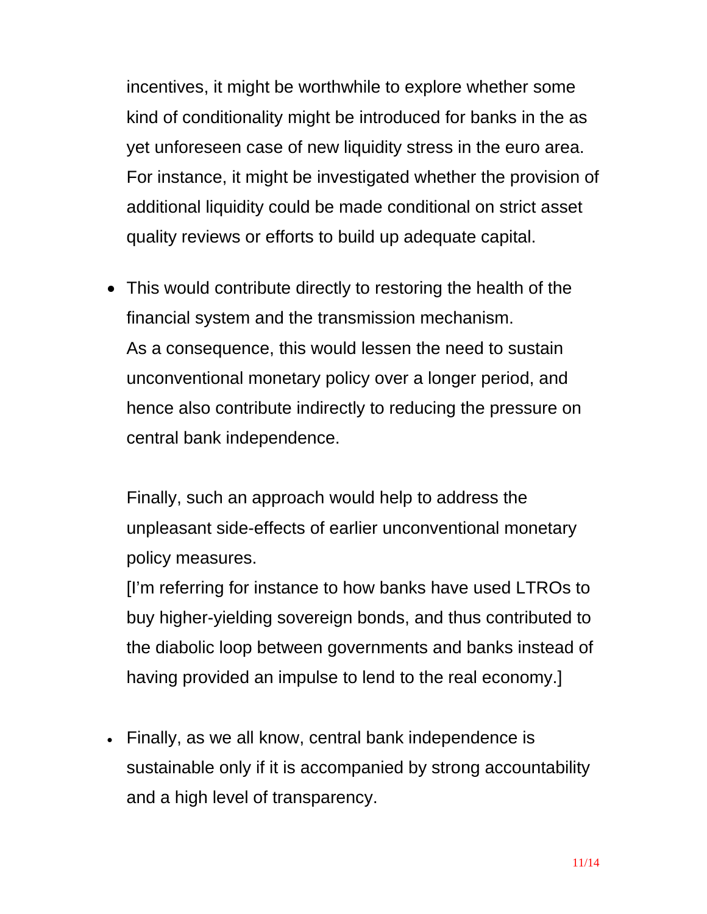incentives, it might be worthwhile to explore whether some kind of conditionality might be introduced for banks in the as yet unforeseen case of new liquidity stress in the euro area. For instance, it might be investigated whether the provision of additional liquidity could be made conditional on strict asset quality reviews or efforts to build up adequate capital.

- This would contribute directly to restoring the health of the financial system and the transmission mechanism.
  As a consequence, this would lessen the need to sustain unconventional monetary policy over a longer period, and hence also contribute indirectly to reducing the pressure on central bank independence.

  Finally, such an approach would help to address the unpleasant side-effects of earlier unconventional monetary policy measures.
  [I'm referring for instance to how banks have used LTROs to buy higher-yielding sovereign bonds, and thus contributed to the diabolic loop between governments and banks instead of having provided an impulse to lend to the real economy.]

- Finally, as we all know, central bank independence is sustainable only if it is accompanied by strong accountability and a high level of transparency.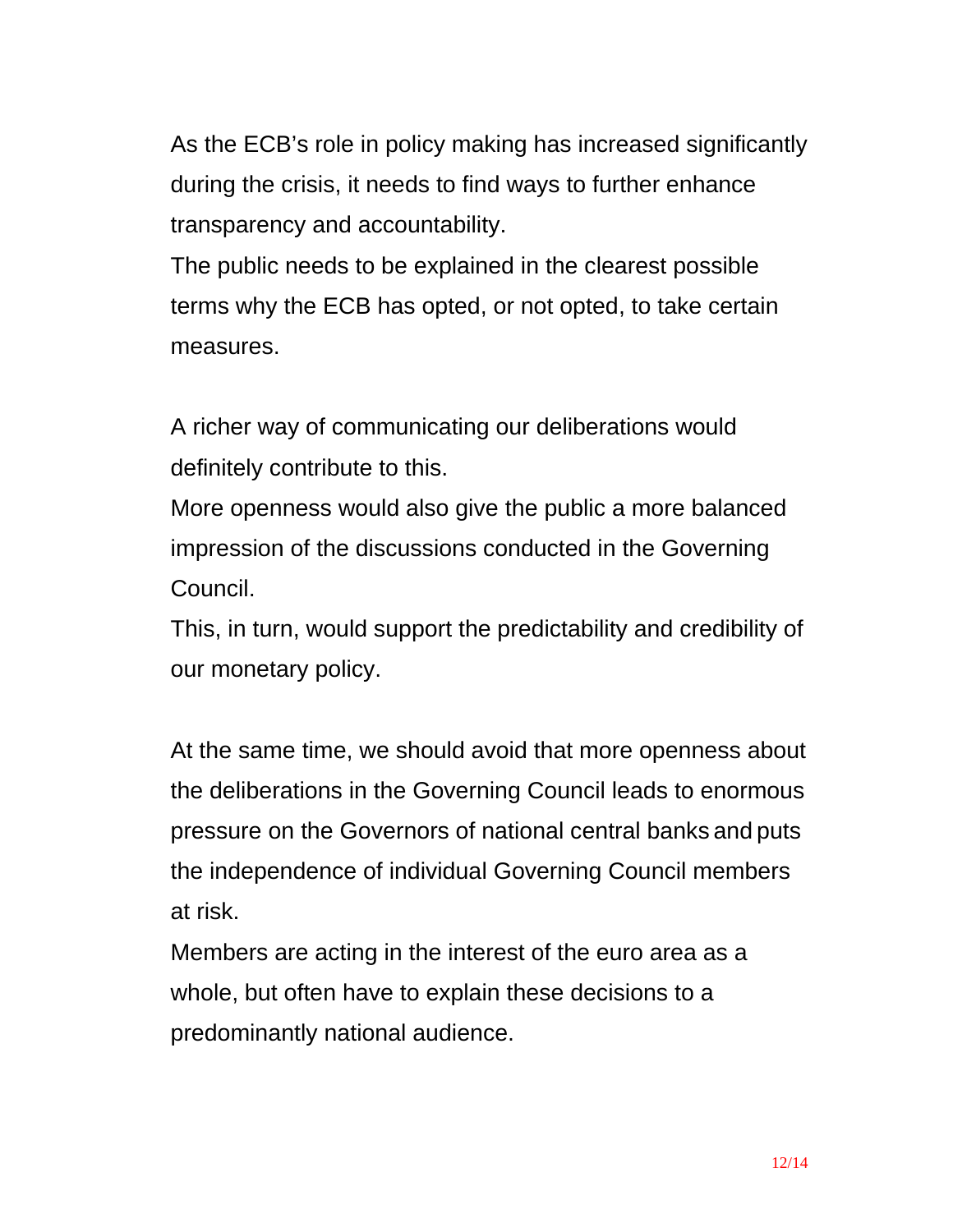As the ECB's role in policy making has increased significantly during the crisis, it needs to find ways to further enhance transparency and accountability.
The public needs to be explained in the clearest possible terms why the ECB has opted, or not opted, to take certain measures.

A richer way of communicating our deliberations would definitely contribute to this.
More openness would also give the public a more balanced impression of the discussions conducted in the Governing Council.
This, in turn, would support the predictability and credibility of our monetary policy.

At the same time, we should avoid that more openness about the deliberations in the Governing Council leads to enormous pressure on the Governors of national central banks and puts the independence of individual Governing Council members at risk.
Members are acting in the interest of the euro area as a whole, but often have to explain these decisions to a predominantly national audience.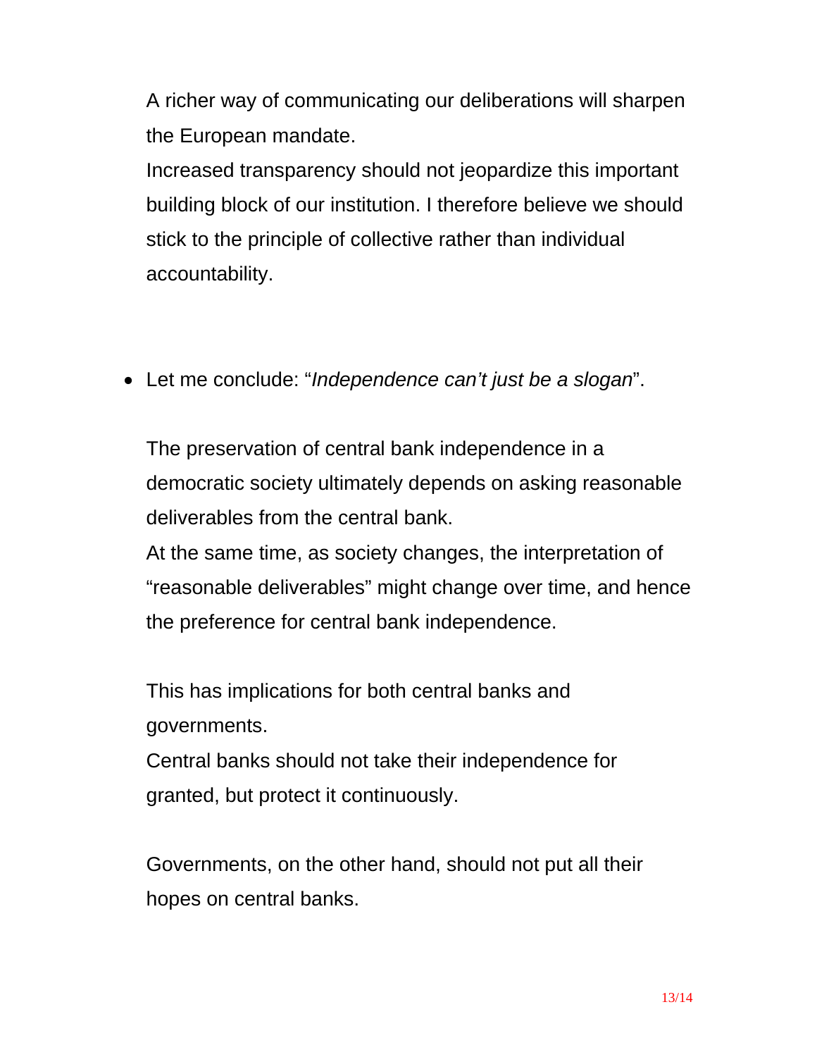A richer way of communicating our deliberations will sharpen the European mandate.
Increased transparency should not jeopardize this important building block of our institution. I therefore believe we should stick to the principle of collective rather than individual accountability.

- Let me conclude: "*Independence can't just be a slogan*".

  The preservation of central bank independence in a democratic society ultimately depends on asking reasonable deliverables from the central bank.
  At the same time, as society changes, the interpretation of "reasonable deliverables" might change over time, and hence the preference for central bank independence.

  This has implications for both central banks and governments.
  Central banks should not take their independence for granted, but protect it continuously.

  Governments, on the other hand, should not put all their hopes on central banks.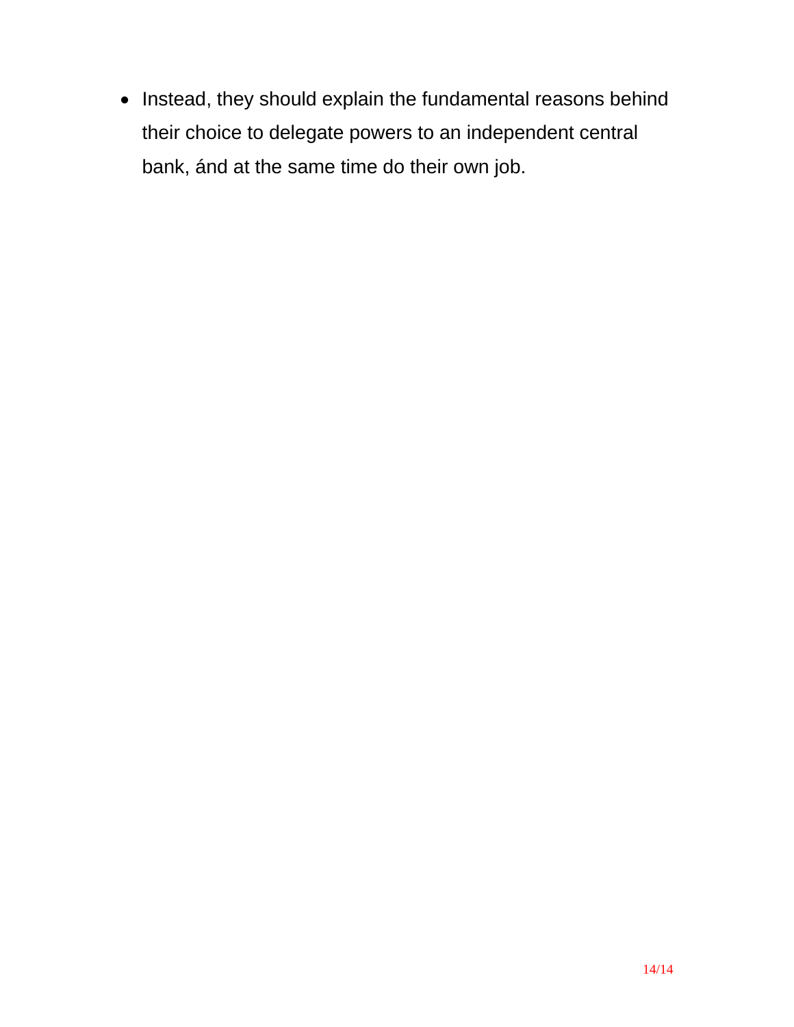- Instead, they should explain the fundamental reasons behind their choice to delegate powers to an independent central bank, ánd at the same time do their own job.